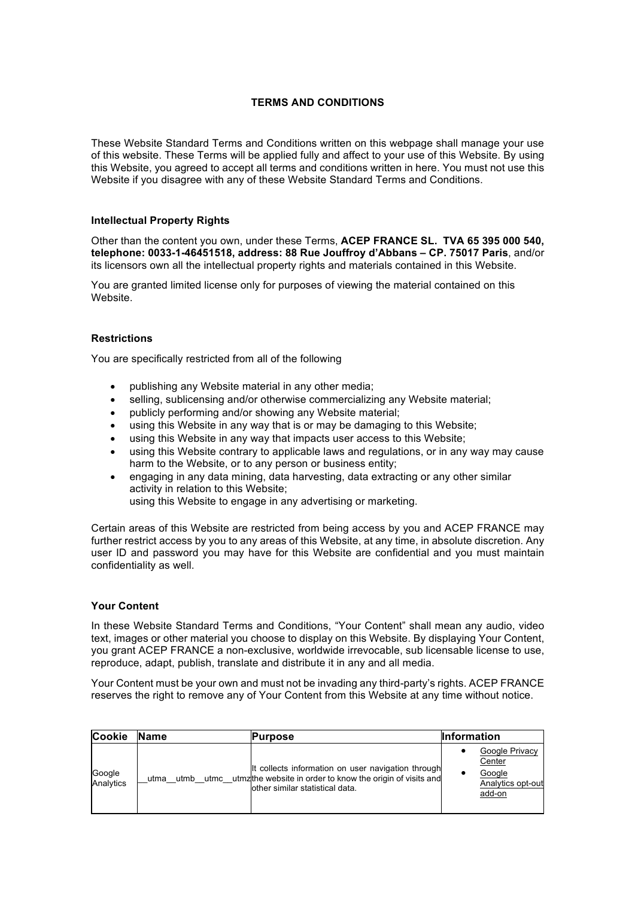# TERMS AND CONDITIONS

These Website Standard Terms and Conditions written on this webpage shall manage your use of this website. These Terms will be applied fully and affect to your use of this Website. By using this Website, you agreed to accept all terms and conditions written in here. You must not use this Website if you disagree with any of these Website Standard Terms and Conditions.

### Intellectual Property Rights

Other than the content you own, under these Terms, **ACEP FRANCE SL. TVA 65 395 000 540, telephone: 0033-1-46451518, address: 88 Rue Jouffroy d'Abbans – CP. 75017 Paris**, and/or its licensors own all the intellectual property rights and materials contained in this Website.

You are granted limited license only for purposes of viewing the material contained on this Website.

### Restrictions

You are specifically restricted from all of the following

- publishing any Website material in any other media;
- selling, sublicensing and/or otherwise commercializing any Website material;
- publicly performing and/or showing any Website material;
- using this Website in any way that is or may be damaging to this Website;
- using this Website in any way that impacts user access to this Website;
- using this Website contrary to applicable laws and regulations, or in any way may cause harm to the Website, or to any person or business entity;
- engaging in any data mining, data harvesting, data extracting or any other similar activity in relation to this Website;
  using this Website to engage in any advertising or marketing.

Certain areas of this Website are restricted from being access by you and ACEP FRANCE may further restrict access by you to any areas of this Website, at any time, in absolute discretion. Any user ID and password you may have for this Website are confidential and you must maintain confidentiality as well.

### Your Content

In these Website Standard Terms and Conditions, "Your Content" shall mean any audio, video text, images or other material you choose to display on this Website. By displaying Your Content, you grant ACEP FRANCE a non-exclusive, worldwide irrevocable, sub licensable license to use, reproduce, adapt, publish, translate and distribute it in any and all media.

Your Content must be your own and must not be invading any third-party's rights. ACEP FRANCE reserves the right to remove any of Your Content from this Website at any time without notice.

| Cookie | Name | Purpose | Information |
|---|---|---|---|
| Google Analytics | __utma__utmb__utmc__utmz | It collects information on user navigation through the website in order to know the origin of visits and other similar statistical data. | • Google Privacy Center<br>• Google Analytics opt-out add-on |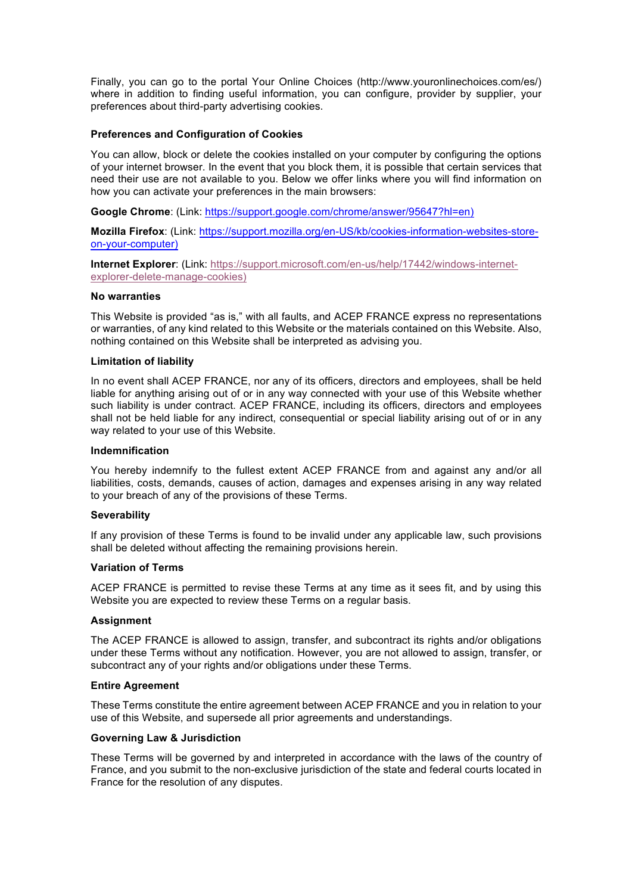Finally, you can go to the portal Your Online Choices (http://www.youronlinechoices.com/es/) where in addition to finding useful information, you can configure, provider by supplier, your preferences about third-party advertising cookies.

**Preferences and Configuration of Cookies**

You can allow, block or delete the cookies installed on your computer by configuring the options of your internet browser. In the event that you block them, it is possible that certain services that need their use are not available to you. Below we offer links where you will find information on how you can activate your preferences in the main browsers:

**Google Chrome**: (Link: https://support.google.com/chrome/answer/95647?hl=en)

**Mozilla Firefox**: (Link: https://support.mozilla.org/en-US/kb/cookies-information-websites-store-on-your-computer)

**Internet Explorer**: (Link: https://support.microsoft.com/en-us/help/17442/windows-internet-explorer-delete-manage-cookies)

**No warranties**

This Website is provided "as is," with all faults, and ACEP FRANCE express no representations or warranties, of any kind related to this Website or the materials contained on this Website. Also, nothing contained on this Website shall be interpreted as advising you.

**Limitation of liability**

In no event shall ACEP FRANCE, nor any of its officers, directors and employees, shall be held liable for anything arising out of or in any way connected with your use of this Website whether such liability is under contract. ACEP FRANCE, including its officers, directors and employees shall not be held liable for any indirect, consequential or special liability arising out of or in any way related to your use of this Website.

**Indemnification**

You hereby indemnify to the fullest extent ACEP FRANCE from and against any and/or all liabilities, costs, demands, causes of action, damages and expenses arising in any way related to your breach of any of the provisions of these Terms.

**Severability**

If any provision of these Terms is found to be invalid under any applicable law, such provisions shall be deleted without affecting the remaining provisions herein.

**Variation of Terms**

ACEP FRANCE is permitted to revise these Terms at any time as it sees fit, and by using this Website you are expected to review these Terms on a regular basis.

**Assignment**

The ACEP FRANCE is allowed to assign, transfer, and subcontract its rights and/or obligations under these Terms without any notification. However, you are not allowed to assign, transfer, or subcontract any of your rights and/or obligations under these Terms.

**Entire Agreement**

These Terms constitute the entire agreement between ACEP FRANCE and you in relation to your use of this Website, and supersede all prior agreements and understandings.

**Governing Law & Jurisdiction**

These Terms will be governed by and interpreted in accordance with the laws of the country of France, and you submit to the non-exclusive jurisdiction of the state and federal courts located in France for the resolution of any disputes.